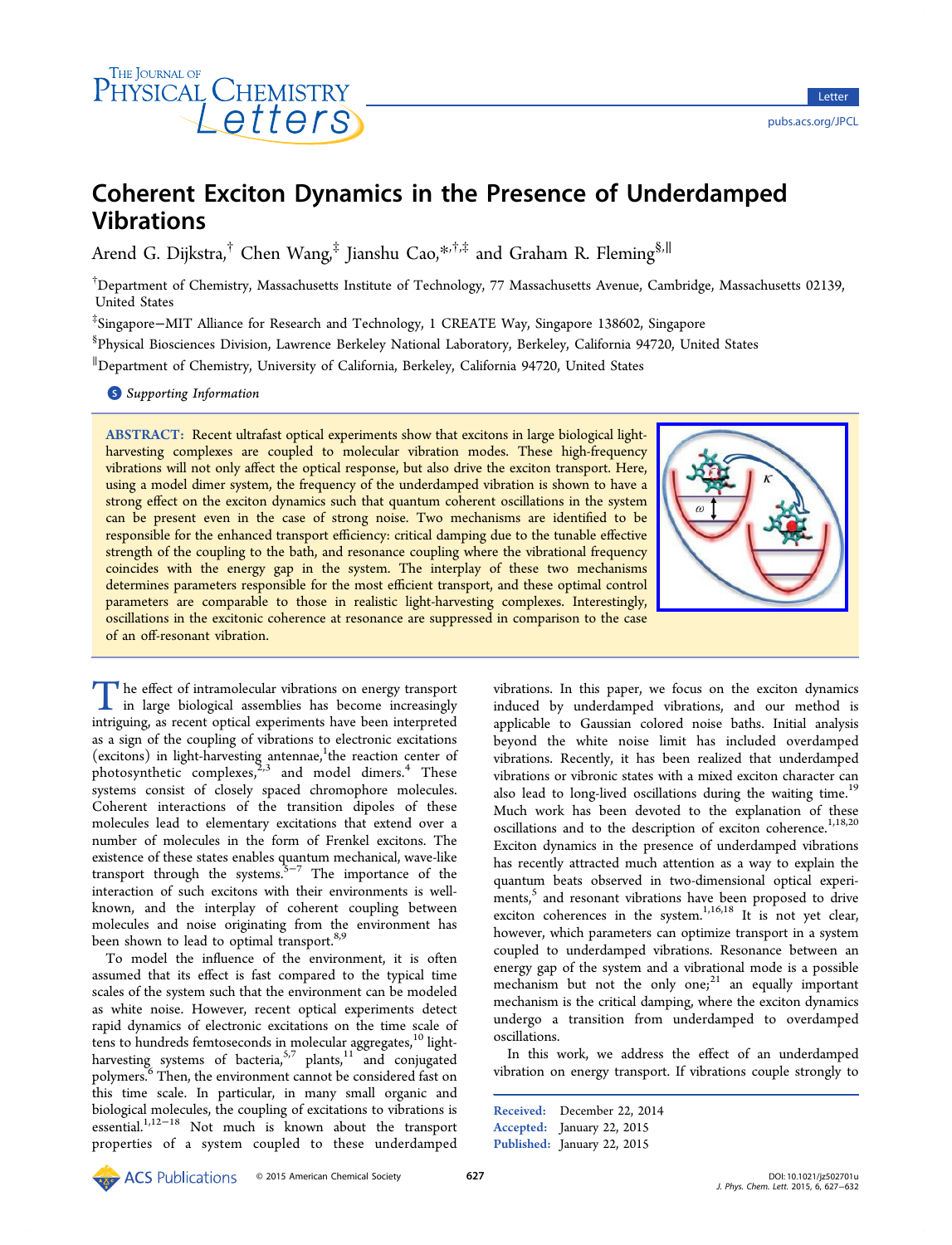# Coherent Exciton Dynamics in the Presence of Underdamped Vibrations

Arend G. Dijkstra,[†] Chen Wang,[‡] Jianshu Cao,[*,†,‡] and Graham R. Fleming[§,∥]

[†]Department of Chemistry, Massachusetts Institute of Technology, 77 Massachusetts Avenue, Cambridge, Massachusetts 02139, United States

[‡]Singapore−MIT Alliance for Research and Technology, 1 CREATE Way, Singapore 138602, Singapore

[§]Physical Biosciences Division, Lawrence Berkeley National Laboratory, Berkeley, California 94720, United States

[∥]Department of Chemistry, University of California, Berkeley, California 94720, United States

Supporting Information

**ABSTRACT:** Recent ultrafast optical experiments show that excitons in large biological light-harvesting complexes are coupled to molecular vibration modes. These high-frequency vibrations will not only affect the optical response, but also drive the exciton transport. Here, using a model dimer system, the frequency of the underdamped vibration is shown to have a strong effect on the exciton dynamics such that quantum coherent oscillations in the system can be present even in the case of strong noise. Two mechanisms are identified to be responsible for the enhanced transport efficiency: critical damping due to the tunable effective strength of the coupling to the bath, and resonance coupling where the vibrational frequency coincides with the energy gap in the system. The interplay of these two mechanisms determines parameters responsible for the most efficient transport, and these optimal control parameters are comparable to those in realistic light-harvesting complexes. Interestingly, oscillations in the excitonic coherence at resonance are suppressed in comparison to the case of an off-resonant vibration.

The effect of intramolecular vibrations on energy transport in large biological assemblies has become increasingly intriguing, as recent optical experiments have been interpreted as a sign of the coupling of vibrations to electronic excitations (excitons) in light-harvesting antennae,[1] the reaction center of photosynthetic complexes,[2,3] and model dimers.[4] These systems consist of closely spaced chromophore molecules. Coherent interactions of the transition dipoles of these molecules lead to elementary excitations that extend over a number of molecules in the form of Frenkel excitons. The existence of these states enables quantum mechanical, wave-like transport through the systems.[5−7] The importance of the interaction of such excitons with their environments is well-known, and the interplay of coherent coupling between molecules and noise originating from the environment has been shown to lead to optimal transport.[8,9]

To model the influence of the environment, it is often assumed that its effect is fast compared to the typical time scales of the system such that the environment can be modeled as white noise. However, recent optical experiments detect rapid dynamics of electronic excitations on the time scale of tens to hundreds femtoseconds in molecular aggregates,[10] light-harvesting systems of bacteria,[5,7] plants,[11] and conjugated polymers.[6] Then, the environment cannot be considered fast on this time scale. In particular, in many small organic and biological molecules, the coupling of excitations to vibrations is essential.[1,12−18] Not much is known about the transport properties of a system coupled to these underdamped vibrations. In this paper, we focus on the exciton dynamics induced by underdamped vibrations, and our method is applicable to Gaussian colored noise baths. Initial analysis beyond the white noise limit has included overdamped vibrations. Recently, it has been realized that underdamped vibrations or vibronic states with a mixed exciton character can also lead to long-lived oscillations during the waiting time.[19] Much work has been devoted to the explanation of these oscillations and to the description of exciton coherence.[1,18,20] Exciton dynamics in the presence of underdamped vibrations has recently attracted much attention as a way to explain the quantum beats observed in two-dimensional optical experiments,[5] and resonant vibrations have been proposed to drive exciton coherences in the system.[1,16,18] It is not yet clear, however, which parameters can optimize transport in a system coupled to underdamped vibrations. Resonance between an energy gap of the system and a vibrational mode is a possible mechanism but not the only one;[21] an equally important mechanism is the critical damping, where the exciton dynamics undergo a transition from underdamped to overdamped oscillations.

In this work, we address the effect of an underdamped vibration on energy transport. If vibrations couple strongly to

Received: December 22, 2014
Accepted: January 22, 2015
Published: January 22, 2015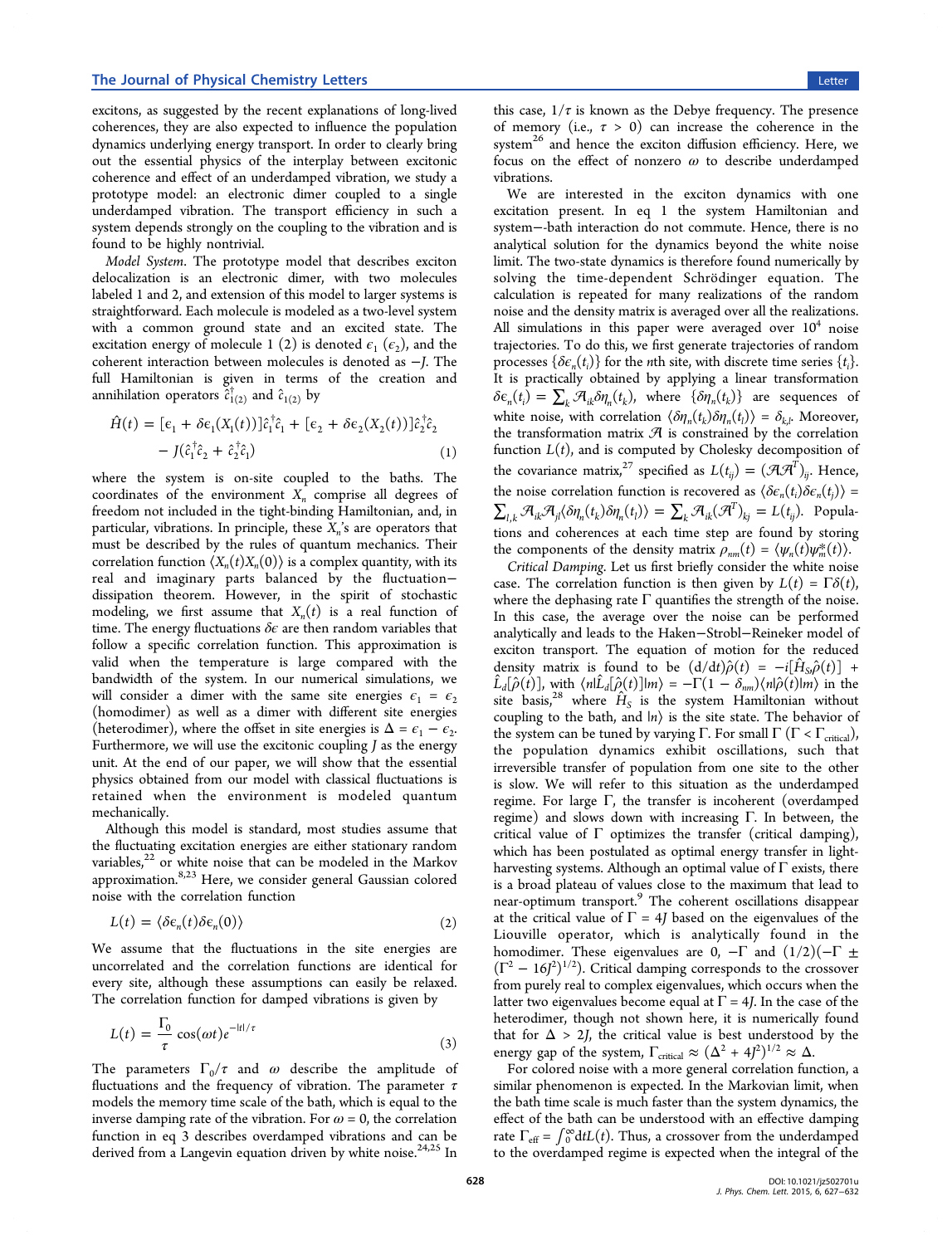excitons, as suggested by the recent explanations of long-lived coherences, they are also expected to influence the population dynamics underlying energy transport. In order to clearly bring out the essential physics of the interplay between excitonic coherence and effect of an underdamped vibration, we study a prototype model: an electronic dimer coupled to a single underdamped vibration. The transport efficiency in such a system depends strongly on the coupling to the vibration and is found to be highly nontrivial.

*Model System*. The prototype model that describes exciton delocalization is an electronic dimer, with two molecules labeled 1 and 2, and extension of this model to larger systems is straightforward. Each molecule is modeled as a two-level system with a common ground state and an excited state. The excitation energy of molecule 1 (2) is denoted $\epsilon_1$ ($\epsilon_2$), and the coherent interaction between molecules is denoted as $-J$. The full Hamiltonian is given in terms of the creation and annihilation operators $\hat{c}_{1(2)}^{\dagger}$ and $\hat{c}_{1(2)}$ by

$$\hat{H}(t) = [\epsilon_1 + \delta\epsilon_1(X_1(t))]\hat{c}_1^{\dagger}\hat{c}_1 + [\epsilon_2 + \delta\epsilon_2(X_2(t))]\hat{c}_2^{\dagger}\hat{c}_2 - J(\hat{c}_1^{\dagger}\hat{c}_2 + \hat{c}_2^{\dagger}\hat{c}_1) \tag{1}$$

where the system is on-site coupled to the baths. The coordinates of the environment $X_n$ comprise all degrees of freedom not included in the tight-binding Hamiltonian, and, in particular, vibrations. In principle, these $X_n$'s are operators that must be described by the rules of quantum mechanics. Their correlation function $\langle X_n(t)X_n(0)\rangle$ is a complex quantity, with its real and imaginary parts balanced by the fluctuation−dissipation theorem. However, in the spirit of stochastic modeling, we first assume that $X_n(t)$ is a real function of time. The energy fluctuations $\delta\epsilon$ are then random variables that follow a specific correlation function. This approximation is valid when the temperature is large compared with the bandwidth of the system. In our numerical simulations, we will consider a dimer with the same site energies $\epsilon_1 = \epsilon_2$ (homodimer) as well as a dimer with different site energies (heterodimer), where the offset in site energies is $\Delta = \epsilon_1 - \epsilon_2$. Furthermore, we will use the excitonic coupling $J$ as the energy unit. At the end of our paper, we will show that the essential physics obtained from our model with classical fluctuations is retained when the environment is modeled quantum mechanically.

Although this model is standard, most studies assume that the fluctuating excitation energies are either stationary random variables,[22] or white noise that can be modeled in the Markov approximation.[8,23] Here, we consider general Gaussian colored noise with the correlation function

$$L(t) = \langle\delta\epsilon_n(t)\delta\epsilon_n(0)\rangle \tag{2}$$

We assume that the fluctuations in the site energies are uncorrelated and the correlation functions are identical for every site, although these assumptions can easily be relaxed. The correlation function for damped vibrations is given by

$$L(t) = \frac{\Gamma_0}{\tau}\cos(\omega t)e^{-|t|/\tau} \tag{3}$$

The parameters $\Gamma_0/\tau$ and $\omega$ describe the amplitude of fluctuations and the frequency of vibration. The parameter $\tau$ models the memory time scale of the bath, which is equal to the inverse damping rate of the vibration. For $\omega = 0$, the correlation function in eq 3 describes overdamped vibrations and can be derived from a Langevin equation driven by white noise.[24,25] In this case, $1/\tau$ is known as the Debye frequency. The presence of memory (i.e., $\tau > 0$) can increase the coherence in the system[26] and hence the exciton diffusion efficiency. Here, we focus on the effect of nonzero $\omega$ to describe underdamped vibrations.

We are interested in the exciton dynamics with one excitation present. In eq 1 the system Hamiltonian and system−bath interaction do not commute. Hence, there is no analytical solution for the dynamics beyond the white noise limit. The two-state dynamics is therefore found numerically by solving the time-dependent Schrödinger equation. The calculation is repeated for many realizations of the random noise and the density matrix is averaged over all the realizations. All simulations in this paper were averaged over $10^4$ noise trajectories. To do this, we first generate trajectories of random processes $\{\delta\epsilon_n(t_i)\}$ for the $n$th site, with discrete time series $\{t_i\}$. It is practically obtained by applying a linear transformation $\delta\epsilon_n(t_i) = \sum_k \mathcal{A}_{ik}\delta\eta_n(t_k)$, where $\{\delta\eta_n(t_k)\}$ are sequences of white noise, with correlation $\langle\delta\eta_n(t_k)\delta\eta_n(t_l)\rangle = \delta_{k,l}$. Moreover, the transformation matrix $\mathcal{A}$ is constrained by the correlation function $L(t)$, and is computed by Cholesky decomposition of the covariance matrix,[27] specified as $L(t_{ij}) = (\mathcal{A}\mathcal{A}^T)_{ij}$. Hence, the noise correlation function is recovered as $\langle\delta\epsilon_n(t_i)\delta\epsilon_n(t_j)\rangle = \sum_{l,k}\mathcal{A}_{ik}\mathcal{A}_{jl}\langle\delta\eta_n(t_k)\delta\eta_n(t_l)\rangle = \sum_k \mathcal{A}_{ik}(\mathcal{A}^T)_{kj} = L(t_{ij})$. Populations and coherences at each time step are found by storing the components of the density matrix $\rho_{nm}(t) = \langle\psi_n(t)\psi_m^*(t)\rangle$.

*Critical Damping*. Let us first briefly consider the white noise case. The correlation function is then given by $L(t) = \Gamma\delta(t)$, where the dephasing rate $\Gamma$ quantifies the strength of the noise. In this case, the average over the noise can be performed analytically and leads to the Haken−Strobl−Reineker model of exciton transport. The equation of motion for the reduced density matrix is found to be $(d/dt)\hat{\rho}(t) = -i[\hat{H}_S,\hat{\rho}(t)] + \hat{L}_d[\hat{\rho}(t)]$, with $\langle n|\hat{L}_d[\hat{\rho}(t)]|m\rangle = -\Gamma(1 - \delta_{nm})\langle n|\hat{\rho}(t)|m\rangle$ in the site basis,[28] where $\hat{H}_S$ is the system Hamiltonian without coupling to the bath, and $|n\rangle$ is the site state. The behavior of the system can be tuned by varying $\Gamma$. For small $\Gamma$ ($\Gamma < \Gamma_{\text{critical}}$), the population dynamics exhibit oscillations, such that irreversible transfer of population from one site to the other is slow. We will refer to this situation as the underdamped regime. For large $\Gamma$, the transfer is incoherent (overdamped regime) and slows down with increasing $\Gamma$. In between, the critical value of $\Gamma$ optimizes the transfer (critical damping), which has been postulated as optimal energy transfer in light-harvesting systems. Although an optimal value of $\Gamma$ exists, there is a broad plateau of values close to the maximum that lead to near-optimum transport.[9] The coherent oscillations disappear at the critical value of $\Gamma = 4J$ based on the eigenvalues of the Liouville operator, which is analytically found in the homodimer. These eigenvalues are 0, $-\Gamma$ and $(1/2)(-\Gamma \pm (\Gamma^2 - 16J^2)^{1/2})$. Critical damping corresponds to the crossover from purely real to complex eigenvalues, which occurs when the latter two eigenvalues become equal at $\Gamma = 4J$. In the case of the heterodimer, though not shown here, it is numerically found that for $\Delta > 2J$, the critical value is best understood by the energy gap of the system, $\Gamma_{\text{critical}} \approx (\Delta^2 + 4J^2)^{1/2} \approx \Delta$.

For colored noise with a more general correlation function, a similar phenomenon is expected. In the Markovian limit, when the bath time scale is much faster than the system dynamics, the effect of the bath can be understood with an effective damping rate $\Gamma_{\text{eff}} = \int_0^{\infty}dtL(t)$. Thus, a crossover from the underdamped to the overdamped regime is expected when the integral of the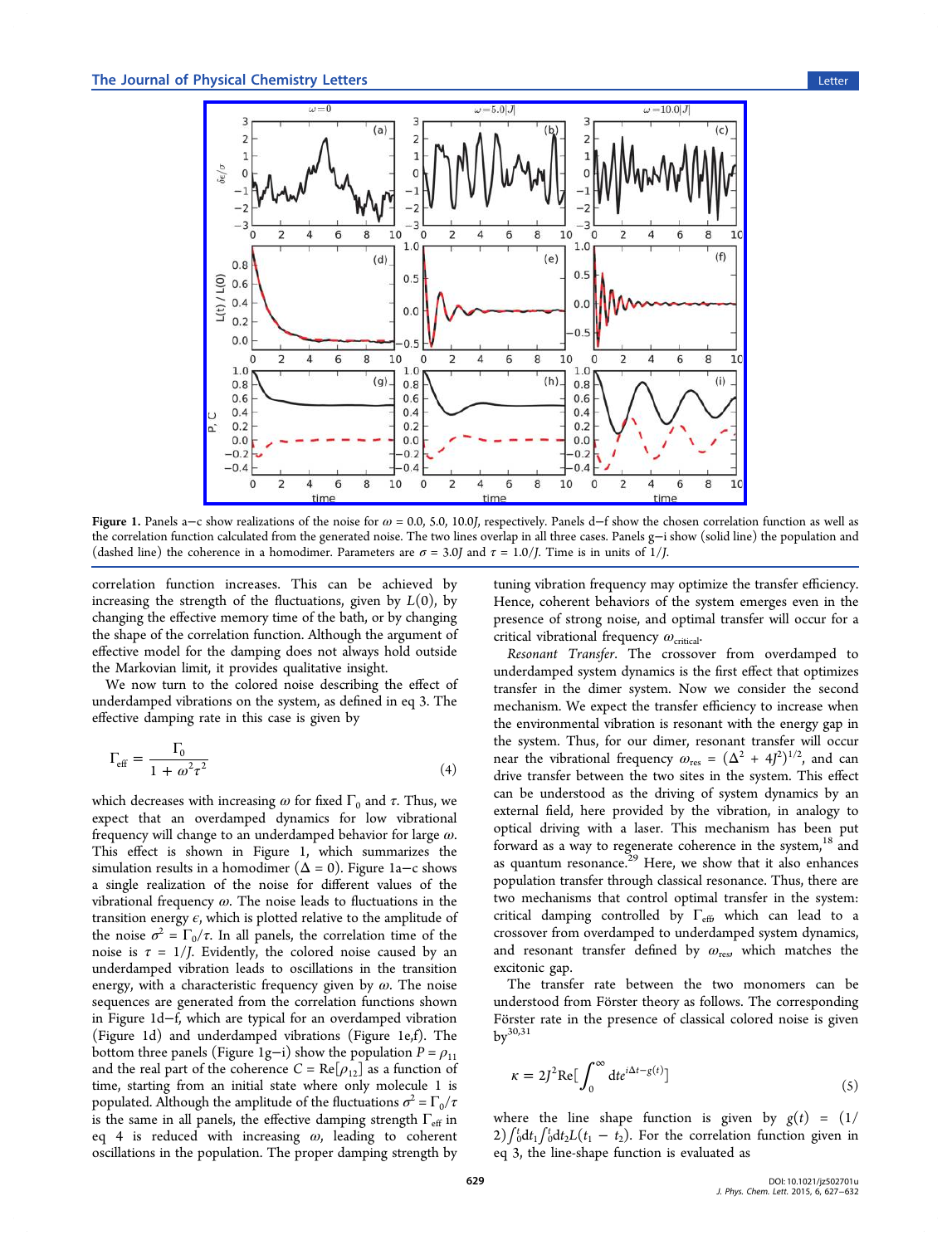**Figure 1.** Panels a−c show realizations of the noise for $\omega = 0.0$, $5.0$, $10.0J$, respectively. Panels d−f show the chosen correlation function as well as the correlation function calculated from the generated noise. The two lines overlap in all three cases. Panels g−i show (solid line) the population and (dashed line) the coherence in a homodimer. Parameters are $\sigma = 3.0J$ and $\tau = 1.0/J$. Time is in units of $1/J$.

correlation function increases. This can be achieved by increasing the strength of the fluctuations, given by $L(0)$, by changing the effective memory time of the bath, or by changing the shape of the correlation function. Although the argument of effective model for the damping does not always hold outside the Markovian limit, it provides qualitative insight.

We now turn to the colored noise describing the effect of underdamped vibrations on the system, as defined in eq 3. The effective damping rate in this case is given by

$$\Gamma_{\text{eff}} = \frac{\Gamma_0}{1 + \omega^2 \tau^2} \tag{4}$$

which decreases with increasing $\omega$ for fixed $\Gamma_0$ and $\tau$. Thus, we expect that an overdamped dynamics for low vibrational frequency will change to an underdamped behavior for large $\omega$. This effect is shown in Figure 1, which summarizes the simulation results in a homodimer ($\Delta = 0$). Figure 1a−c shows a single realization of the noise for different values of the vibrational frequency $\omega$. The noise leads to fluctuations in the transition energy $\epsilon$, which is plotted relative to the amplitude of the noise $\sigma^2 = \Gamma_0/\tau$. In all panels, the correlation time of the noise is $\tau = 1/J$. Evidently, the colored noise caused by an underdamped vibration leads to oscillations in the transition energy, with a characteristic frequency given by $\omega$. The noise sequences are generated from the correlation functions shown in Figure 1d−f, which are typical for an overdamped vibration (Figure 1d) and underdamped vibrations (Figure 1e,f). The bottom three panels (Figure 1g−i) show the population $P = \rho_{11}$ and the real part of the coherence $C = \text{Re}[\rho_{12}]$ as a function of time, starting from an initial state where only molecule 1 is populated. Although the amplitude of the fluctuations $\sigma^2 = \Gamma_0/\tau$ is the same in all panels, the effective damping strength $\Gamma_{\text{eff}}$ in eq 4 is reduced with increasing $\omega$, leading to coherent oscillations in the population. The proper damping strength by tuning vibration frequency may optimize the transfer efficiency. Hence, coherent behaviors of the system emerges even in the presence of strong noise, and optimal transfer will occur for a critical vibrational frequency $\omega_{\text{critical}}$.

*Resonant Transfer.* The crossover from overdamped to underdamped system dynamics is the first effect that optimizes transfer in the dimer system. Now we consider the second mechanism. We expect the transfer efficiency to increase when the environmental vibration is resonant with the energy gap in the system. Thus, for our dimer, resonant transfer will occur near the vibrational frequency $\omega_{\text{res}} = (\Delta^2 + 4J^2)^{1/2}$, and can drive transfer between the two sites in the system. This effect can be understood as the driving of system dynamics by an external field, here provided by the vibration, in analogy to optical driving with a laser. This mechanism has been put forward as a way to regenerate coherence in the system,[18] and as quantum resonance.[29] Here, we show that it also enhances population transfer through classical resonance. Thus, there are two mechanisms that control optimal transfer in the system: critical damping controlled by $\Gamma_{\text{eff}}$, which can lead to a crossover from overdamped to underdamped system dynamics, and resonant transfer defined by $\omega_{\text{res}}$, which matches the excitonic gap.

The transfer rate between the two monomers can be understood from Förster theory as follows. The corresponding Förster rate in the presence of classical colored noise is given by[30,31]

$$\kappa = 2J^2 \text{Re}\left[\int_0^\infty \mathrm{d}t e^{i\Delta t - g(t)}\right] \tag{5}$$

where the line shape function is given by $g(t) = (1/2)\int_0^t \mathrm{d}t_1 \int_0^t \mathrm{d}t_2 L(t_1 - t_2)$. For the correlation function given in eq 3, the line-shape function is evaluated as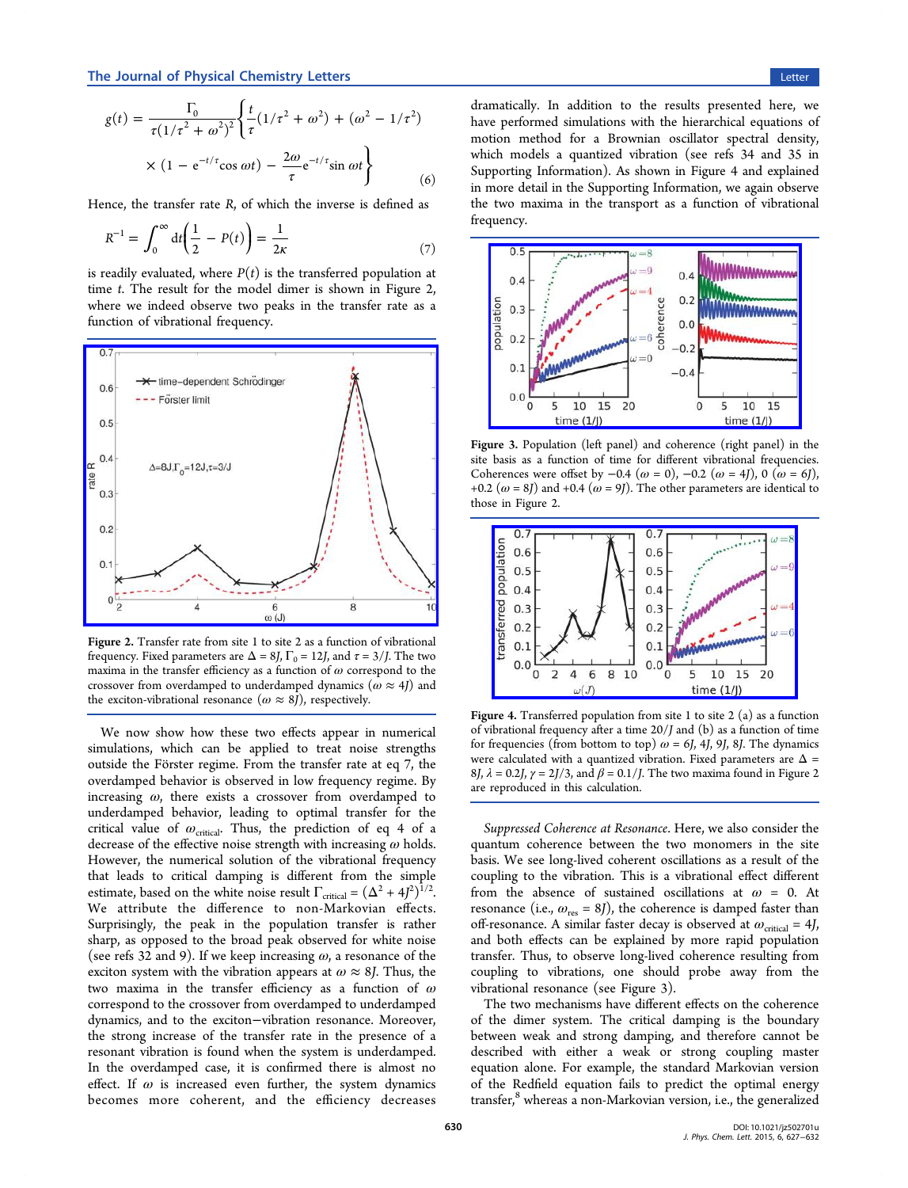$$g(t) = \frac{\Gamma_0}{\tau(1/\tau^2 + \omega^2)^2}\left\{\frac{t}{\tau}(1/\tau^2 + \omega^2) + (\omega^2 - 1/\tau^2) \times (1 - e^{-t/\tau}\cos \omega t) - \frac{2\omega}{\tau}e^{-t/\tau}\sin \omega t\right\} \tag{6}$$

Hence, the transfer rate $R$, of which the inverse is defined as

$$R^{-1} = \int_0^\infty dt\left(\frac{1}{2} - P(t)\right) = \frac{1}{2\kappa} \tag{7}$$

is readily evaluated, where $P(t)$ is the transferred population at time $t$. The result for the model dimer is shown in Figure 2, where we indeed observe two peaks in the transfer rate as a function of vibrational frequency.

Figure 2. Transfer rate from site 1 to site 2 as a function of vibrational frequency. Fixed parameters are $\Delta = 8J$, $\Gamma_0 = 12J$, and $\tau = 3/J$. The two maxima in the transfer efficiency as a function of $\omega$ correspond to the crossover from overdamped to underdamped dynamics ($\omega \approx 4J$) and the exciton-vibrational resonance ($\omega \approx 8J$), respectively.

We now show how these two effects appear in numerical simulations, which can be applied to treat noise strengths outside the Förster regime. From the transfer rate at eq 7, the overdamped behavior is observed in low frequency regime. By increasing $\omega$, there exists a crossover from overdamped to underdamped behavior, leading to optimal transfer for the critical value of $\omega_{critical}$. Thus, the prediction of eq 4 of a decrease of the effective noise strength with increasing $\omega$ holds. However, the numerical solution of the vibrational frequency that leads to critical damping is different from the simple estimate, based on the white noise result $\Gamma_{critical} = (\Delta^2 + 4J^2)^{1/2}$. We attribute the difference to non-Markovian effects. Surprisingly, the peak in the population transfer is rather sharp, as opposed to the broad peak observed for white noise (see refs 32 and 9). If we keep increasing $\omega$, a resonance of the exciton system with the vibration appears at $\omega \approx 8J$. Thus, the two maxima in the transfer efficiency as a function of $\omega$ correspond to the crossover from overdamped to underdamped dynamics, and to the exciton–vibration resonance. Moreover, the strong increase of the transfer rate in the presence of a resonant vibration is found when the system is underdamped. In the overdamped case, it is confirmed there is almost no effect. If $\omega$ is increased even further, the system dynamics becomes more coherent, and the efficiency decreases dramatically. In addition to the results presented here, we have performed simulations with the hierarchical equations of motion method for a Brownian oscillator spectral density, which models a quantized vibration (see refs 34 and 35 in Supporting Information). As shown in Figure 4 and explained in more detail in the Supporting Information, we again observe the two maxima in the transport as a function of vibrational frequency.

Figure 3. Population (left panel) and coherence (right panel) in the site basis as a function of time for different vibrational frequencies. Coherences were offset by −0.4 ($\omega = 0$), −0.2 ($\omega = 4J$), 0 ($\omega = 6J$), +0.2 ($\omega = 8J$) and +0.4 ($\omega = 9J$). The other parameters are identical to those in Figure 2.

Figure 4. Transferred population from site 1 to site 2 (a) as a function of vibrational frequency after a time $20/J$ and (b) as a function of time for frequencies (from bottom to top) $\omega = 6J$, $4J$, $9J$, $8J$. The dynamics were calculated with a quantized vibration. Fixed parameters are $\Delta = 8J$, $\lambda = 0.2J$, $\gamma = 2J/3$, and $\beta = 0.1/J$. The two maxima found in Figure 2 are reproduced in this calculation.

*Suppressed Coherence at Resonance.* Here, we also consider the quantum coherence between the two monomers in the site basis. We see long-lived coherent oscillations as a result of the coupling to the vibration. This is a vibrational effect different from the absence of sustained oscillations at $\omega = 0$. At resonance (i.e., $\omega_{res} = 8J$), the coherence is damped faster than off-resonance. A similar faster decay is observed at $\omega_{critical} = 4J$, and both effects can be explained by more rapid population transfer. Thus, to observe long-lived coherence resulting from coupling to vibrations, one should probe away from the vibrational resonance (see Figure 3).

The two mechanisms have different effects on the coherence of the dimer system. The critical damping is the boundary between weak and strong damping, and therefore cannot be described with either a weak or strong coupling master equation alone. For example, the standard Markovian version of the Redfield equation fails to predict the optimal energy transfer,[8] whereas a non-Markovian version, i.e., the generalized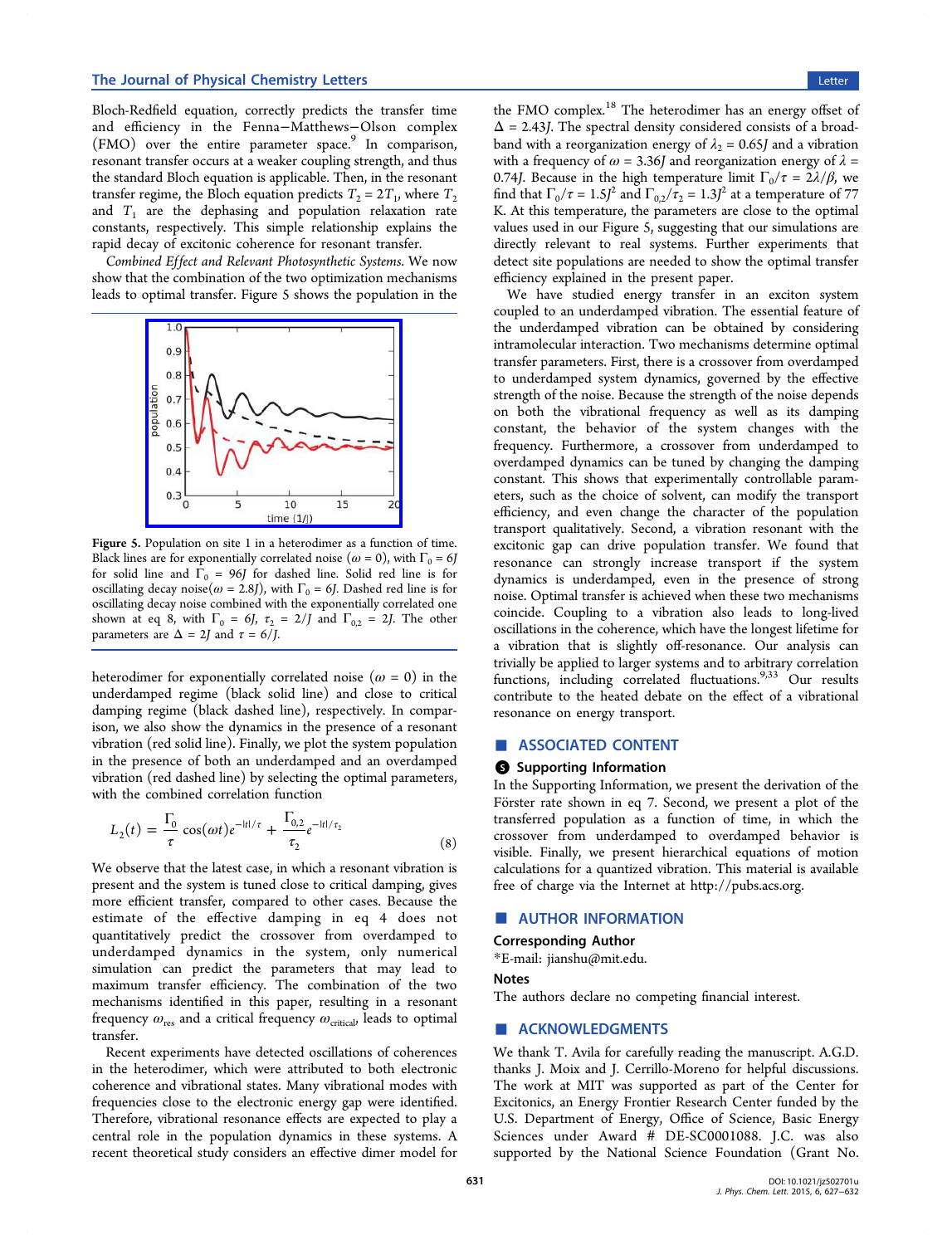Bloch-Redfield equation, correctly predicts the transfer time and efficiency in the Fenna−Matthews−Olson complex (FMO) over the entire parameter space.[9] In comparison, resonant transfer occurs at a weaker coupling strength, and thus the standard Bloch equation is applicable. Then, in the resonant transfer regime, the Bloch equation predicts $T_2 = 2T_1$, where $T_2$ and $T_1$ are the dephasing and population relaxation rate constants, respectively. This simple relationship explains the rapid decay of excitonic coherence for resonant transfer.

*Combined Effect and Relevant Photosynthetic Systems.* We now show that the combination of the two optimization mechanisms leads to optimal transfer. Figure 5 shows the population in the heterodimer for exponentially correlated noise ($\omega = 0$) in the underdamped regime (black solid line) and close to critical damping regime (black dashed line), respectively. In comparison, we also show the dynamics in the presence of a resonant vibration (red solid line). Finally, we plot the system population in the presence of both an underdamped and an overdamped vibration (red dashed line) by selecting the optimal parameters, with the combined correlation function

$$L_2(t) = \frac{\Gamma_0}{\tau}\cos(\omega t)e^{-|t|/\tau} + \frac{\Gamma_{0,2}}{\tau_2}e^{-|t|/\tau_2} \tag{8}$$

Figure 5. Population on site 1 in a heterodimer as a function of time. Black lines are for exponentially correlated noise ($\omega = 0$), with $\Gamma_0 = 6J$ for solid line and $\Gamma_0 = 96J$ for dashed line. Solid red line is for oscillating decay noise($\omega = 2.8J$), with $\Gamma_0 = 6J$. Dashed red line is for oscillating decay noise combined with the exponentially correlated one shown at eq 8, with $\Gamma_0 = 6J$, $\tau_2 = 2/J$ and $\Gamma_{0,2} = 2J$. The other parameters are $\Delta = 2J$ and $\tau = 6/J$.

We observe that the latest case, in which a resonant vibration is present and the system is tuned close to critical damping, gives more efficient transfer, compared to other cases. Because the estimate of the effective damping in eq 4 does not quantitatively predict the crossover from overdamped to underdamped dynamics in the system, only numerical simulation can predict the parameters that may lead to maximum transfer efficiency. The combination of the two mechanisms identified in this paper, resulting in a resonant frequency $\omega_{\mathrm{res}}$ and a critical frequency $\omega_{\mathrm{critical}}$, leads to optimal transfer.

Recent experiments have detected oscillations of coherences in the heterodimer, which were attributed to both electronic coherence and vibrational states. Many vibrational modes with frequencies close to the electronic energy gap were identified. Therefore, vibrational resonance effects are expected to play a central role in the population dynamics in these systems. A recent theoretical study considers an effective dimer model for the FMO complex.[18] The heterodimer has an energy offset of $\Delta = 2.43J$. The spectral density considered consists of a broadband with a reorganization energy of $\lambda_2 = 0.65J$ and a vibration with a frequency of $\omega = 3.36J$ and reorganization energy of $\lambda = 0.74J$. Because in the high temperature limit $\Gamma_0/\tau = 2\lambda/\beta$, we find that $\Gamma_0/\tau = 1.5J^2$ and $\Gamma_{0,2}/\tau_2 = 1.3J^2$ at a temperature of 77 K. At this temperature, the parameters are close to the optimal values used in our Figure 5, suggesting that our simulations are directly relevant to real systems. Further experiments that detect site populations are needed to show the optimal transfer efficiency explained in the present paper.

We have studied energy transfer in an exciton system coupled to an underdamped vibration. The essential feature of the underdamped vibration can be obtained by considering intramolecular interaction. Two mechanisms determine optimal transfer parameters. First, there is a crossover from overdamped to underdamped system dynamics, governed by the effective strength of the noise. Because the strength of the noise depends on both the vibrational frequency as well as its damping constant, the behavior of the system changes with the frequency. Furthermore, a crossover from underdamped to overdamped dynamics can be tuned by changing the damping constant. This shows that experimentally controllable parameters, such as the choice of solvent, can modify the transport efficiency, and even change the character of the population transport qualitatively. Second, a vibration resonant with the excitonic gap can drive population transfer. We found that resonance can strongly increase transport if the system dynamics is underdamped, even in the presence of strong noise. Optimal transfer is achieved when these two mechanisms coincide. Coupling to a vibration also leads to long-lived oscillations in the coherence, which have the longest lifetime for a vibration that is slightly off-resonance. Our analysis can trivially be applied to larger systems and to arbitrary correlation functions, including correlated fluctuations.[9,33] Our results contribute to the heated debate on the effect of a vibrational resonance on energy transport.

## ■ ASSOCIATED CONTENT

### Supporting Information

In the Supporting Information, we present the derivation of the Förster rate shown in eq 7. Second, we present a plot of the transferred population as a function of time, in which the crossover from underdamped to overdamped behavior is visible. Finally, we present hierarchical equations of motion calculations for a quantized vibration. This material is available free of charge via the Internet at http://pubs.acs.org.

## ■ AUTHOR INFORMATION

**Corresponding Author**

*E-mail: jianshu@mit.edu.

**Notes**

The authors declare no competing financial interest.

## ■ ACKNOWLEDGMENTS

We thank T. Avila for carefully reading the manuscript. A.G.D. thanks J. Moix and J. Cerrillo-Moreno for helpful discussions. The work at MIT was supported as part of the Center for Excitonics, an Energy Frontier Research Center funded by the U.S. Department of Energy, Office of Science, Basic Energy Sciences under Award # DE-SC0001088. J.C. was also supported by the National Science Foundation (Grant No.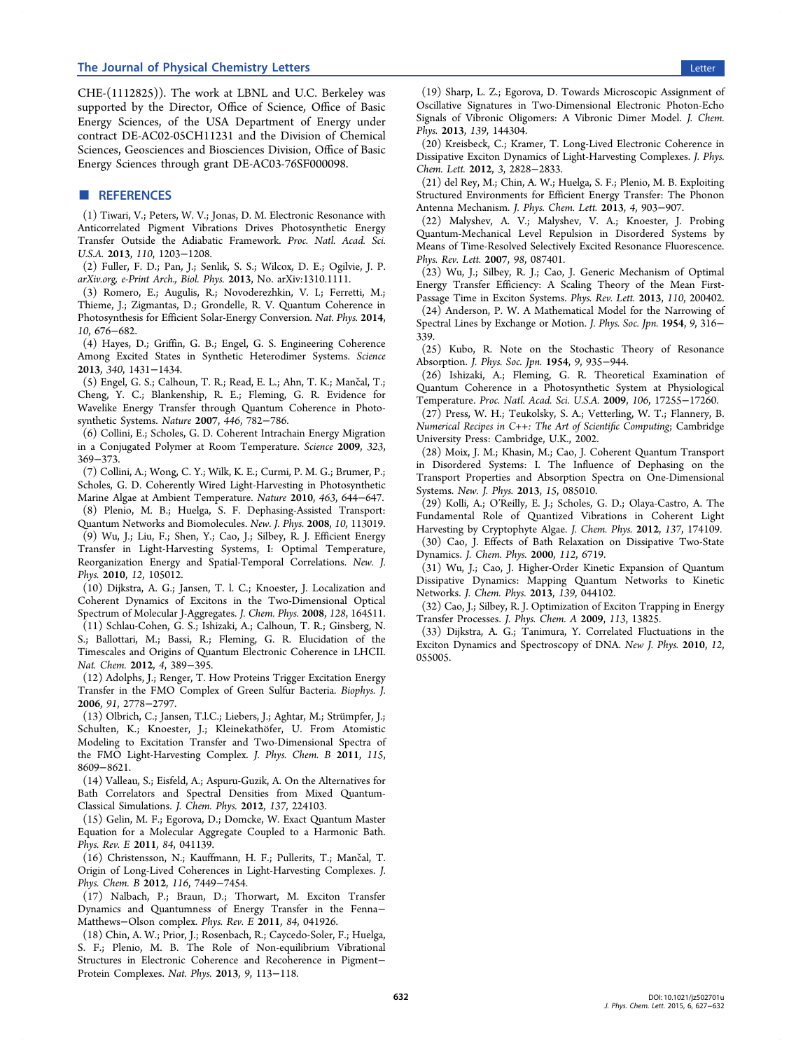CHE-(1112825)). The work at LBNL and U.C. Berkeley was supported by the Director, Office of Science, Office of Basic Energy Sciences, of the USA Department of Energy under contract DE-AC02-05CH11231 and the Division of Chemical Sciences, Geosciences and Biosciences Division, Office of Basic Energy Sciences through grant DE-AC03-76SF000098.

## REFERENCES

(1) Tiwari, V.; Peters, W. V.; Jonas, D. M. Electronic Resonance with Anticorrelated Pigment Vibrations Drives Photosynthetic Energy Transfer Outside the Adiabatic Framework. *Proc. Natl. Acad. Sci. U.S.A.* **2013**, *110*, 1203−1208.

(2) Fuller, F. D.; Pan, J.; Senlik, S. S.; Wilcox, D. E.; Ogilvie, J. P. *arXiv.org, e-Print Arch., Biol. Phys.* **2013**, No. arXiv:1310.1111.

(3) Romero, E.; Augulis, R.; Novoderezhkin, V. I.; Ferretti, M.; Thieme, J.; Zigmantas, D.; Grondelle, R. V. Quantum Coherence in Photosynthesis for Efficient Solar-Energy Conversion. *Nat. Phys.* **2014**, *10*, 676−682.

(4) Hayes, D.; Griffin, G. B.; Engel, G. S. Engineering Coherence Among Excited States in Synthetic Heterodimer Systems. *Science* **2013**, *340*, 1431−1434.

(5) Engel, G. S.; Calhoun, T. R.; Read, E. L.; Ahn, T. K.; Mančal, T.; Cheng, Y. C.; Blankenship, R. E.; Fleming, G. R. Evidence for Wavelike Energy Transfer through Quantum Coherence in Photosynthetic Systems. *Nature* **2007**, *446*, 782−786.

(6) Collini, E.; Scholes, G. D. Coherent Intrachain Energy Migration in a Conjugated Polymer at Room Temperature. *Science* **2009**, *323*, 369−373.

(7) Collini, A.; Wong, C. Y.; Wilk, K. E.; Curmi, P. M. G.; Brumer, P.; Scholes, G. D. Coherently Wired Light-Harvesting in Photosynthetic Marine Algae at Ambient Temperature. *Nature* **2010**, *463*, 644−647.

(8) Plenio, M. B.; Huelga, S. F. Dephasing-Assisted Transport: Quantum Networks and Biomolecules. *New. J. Phys.* **2008**, *10*, 113019.

(9) Wu, J.; Liu, F.; Shen, Y.; Cao, J.; Silbey, R. J. Efficient Energy Transfer in Light-Harvesting Systems, I: Optimal Temperature, Reorganization Energy and Spatial-Temporal Correlations. *New. J. Phys.* **2010**, *12*, 105012.

(10) Dijkstra, A. G.; Jansen, T. l. C.; Knoester, J. Localization and Coherent Dynamics of Excitons in the Two-Dimensional Optical Spectrum of Molecular J-Aggregates. *J. Chem. Phys.* **2008**, *128*, 164511.

(11) Schlau-Cohen, G. S.; Ishizaki, A.; Calhoun, T. R.; Ginsberg, N. S.; Ballottari, M.; Bassi, R.; Fleming, G. R. Elucidation of the Timescales and Origins of Quantum Electronic Coherence in LHCII. *Nat. Chem.* **2012**, *4*, 389−395.

(12) Adolphs, J.; Renger, T. How Proteins Trigger Excitation Energy Transfer in the FMO Complex of Green Sulfur Bacteria. *Biophys. J.* **2006**, *91*, 2778−2797.

(13) Olbrich, C.; Jansen, T.l.C.; Liebers, J.; Aghtar, M.; Strümpfer, J.; Schulten, K.; Knoester, J.; Kleinekathöfer, U. From Atomistic Modeling to Excitation Transfer and Two-Dimensional Spectra of the FMO Light-Harvesting Complex. *J. Phys. Chem. B* **2011**, *115*, 8609−8621.

(14) Valleau, S.; Eisfeld, A.; Aspuru-Guzik, A. On the Alternatives for Bath Correlators and Spectral Densities from Mixed Quantum-Classical Simulations. *J. Chem. Phys.* **2012**, *137*, 224103.

(15) Gelin, M. F.; Egorova, D.; Domcke, W. Exact Quantum Master Equation for a Molecular Aggregate Coupled to a Harmonic Bath. *Phys. Rev. E* **2011**, *84*, 041139.

(16) Christensson, N.; Kauffmann, H. F.; Pullerits, T.; Mančal, T. Origin of Long-Lived Coherences in Light-Harvesting Complexes. *J. Phys. Chem. B* **2012**, *116*, 7449−7454.

(17) Nalbach, P.; Braun, D.; Thorwart, M. Exciton Transfer Dynamics and Quantumness of Energy Transfer in the Fenna−Matthews−Olson complex. *Phys. Rev. E* **2011**, *84*, 041926.

(18) Chin, A. W.; Prior, J.; Rosenbach, R.; Caycedo-Soler, F.; Huelga, S. F.; Plenio, M. B. The Role of Non-equilibrium Vibrational Structures in Electronic Coherence and Recoherence in Pigment−Protein Complexes. *Nat. Phys.* **2013**, *9*, 113−118.

(19) Sharp, L. Z.; Egorova, D. Towards Microscopic Assignment of Oscillative Signatures in Two-Dimensional Electronic Photon-Echo Signals of Vibronic Oligomers: A Vibronic Dimer Model. *J. Chem. Phys.* **2013**, *139*, 144304.

(20) Kreisbeck, C.; Kramer, T. Long-Lived Electronic Coherence in Dissipative Exciton Dynamics of Light-Harvesting Complexes. *J. Phys. Chem. Lett.* **2012**, *3*, 2828−2833.

(21) del Rey, M.; Chin, A. W.; Huelga, S. F.; Plenio, M. B. Exploiting Structured Environments for Efficient Energy Transfer: The Phonon Antenna Mechanism. *J. Phys. Chem. Lett.* **2013**, *4*, 903−907.

(22) Malyshev, A. V.; Malyshev, V. A.; Knoester, J. Probing Quantum-Mechanical Level Repulsion in Disordered Systems by Means of Time-Resolved Selectively Excited Resonance Fluorescence. *Phys. Rev. Lett.* **2007**, *98*, 087401.

(23) Wu, J.; Silbey, R. J.; Cao, J. Generic Mechanism of Optimal Energy Transfer Efficiency: A Scaling Theory of the Mean First-Passage Time in Exciton Systems. *Phys. Rev. Lett.* **2013**, *110*, 200402.

(24) Anderson, P. W. A Mathematical Model for the Narrowing of Spectral Lines by Exchange or Motion. *J. Phys. Soc. Jpn.* **1954**, *9*, 316−339.

(25) Kubo, R. Note on the Stochastic Theory of Resonance Absorption. *J. Phys. Soc. Jpn.* **1954**, *9*, 935−944.

(26) Ishizaki, A.; Fleming, G. R. Theoretical Examination of Quantum Coherence in a Photosynthetic System at Physiological Temperature. *Proc. Natl. Acad. Sci. U.S.A.* **2009**, *106*, 17255−17260.

(27) Press, W. H.; Teukolsky, S. A.; Vetterling, W. T.; Flannery, B. *Numerical Recipes in C++: The Art of Scientific Computing*; Cambridge University Press: Cambridge, U.K., 2002.

(28) Moix, J. M.; Khasin, M.; Cao, J. Coherent Quantum Transport in Disordered Systems: I. The Influence of Dephasing on the Transport Properties and Absorption Spectra on One-Dimensional Systems. *New. J. Phys.* **2013**, *15*, 085010.

(29) Kolli, A.; O'Reilly, E. J.; Scholes, G. D.; Olaya-Castro, A. The Fundamental Role of Quantized Vibrations in Coherent Light Harvesting by Cryptophyte Algae. *J. Chem. Phys.* **2012**, *137*, 174109.

(30) Cao, J. Effects of Bath Relaxation on Dissipative Two-State Dynamics. *J. Chem. Phys.* **2000**, *112*, 6719.

(31) Wu, J.; Cao, J. Higher-Order Kinetic Expansion of Quantum Dissipative Dynamics: Mapping Quantum Networks to Kinetic Networks. *J. Chem. Phys.* **2013**, *139*, 044102.

(32) Cao, J.; Silbey, R. J. Optimization of Exciton Trapping in Energy Transfer Processes. *J. Phys. Chem. A* **2009**, *113*, 13825.

(33) Dijkstra, A. G.; Tanimura, Y. Correlated Fluctuations in the Exciton Dynamics and Spectroscopy of DNA. *New J. Phys.* **2010**, *12*, 055005.